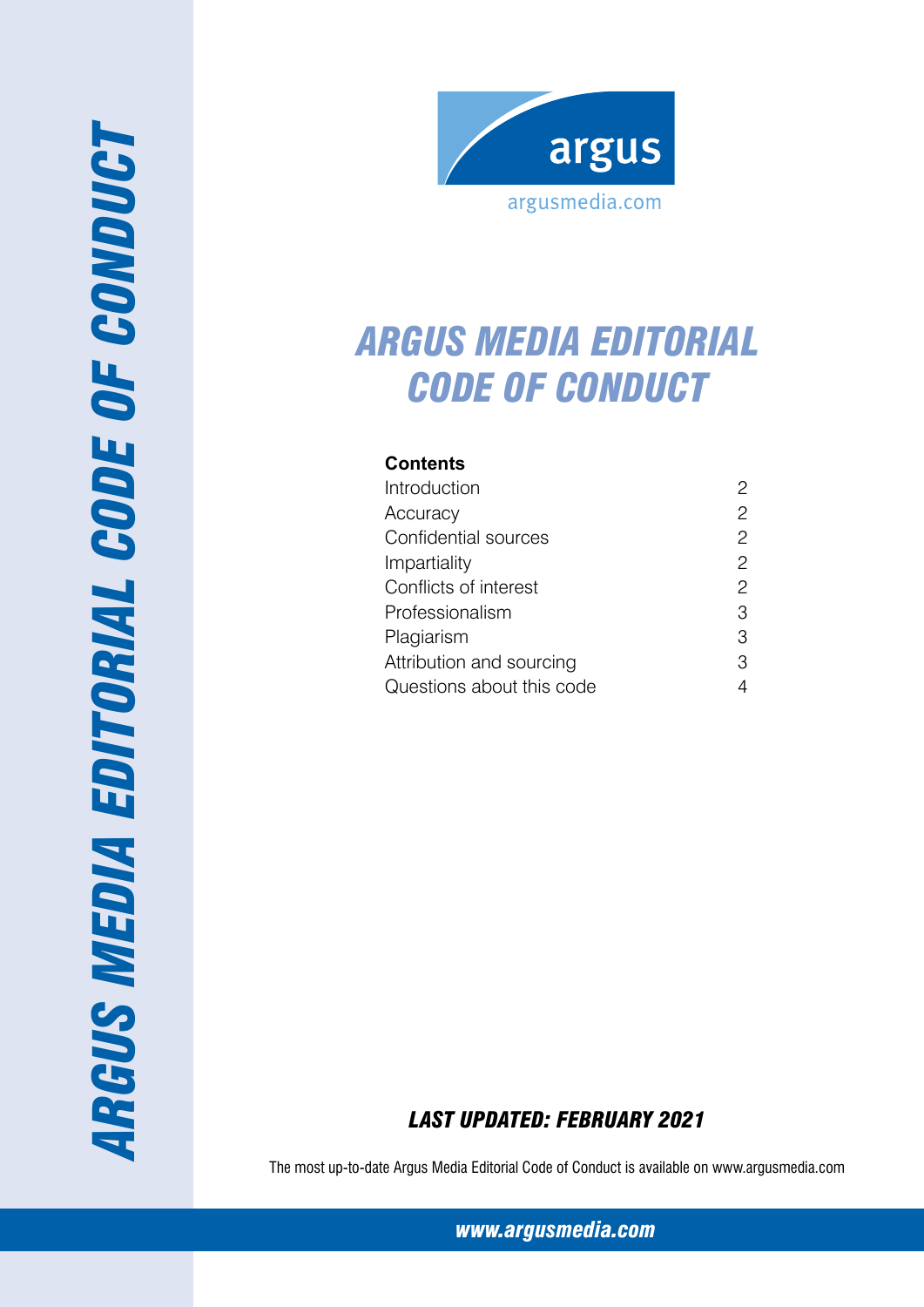argus

argusmedia.com

# ARGUS MEDIA EDITORIAL CODE OF CONDUCT

**Contents**

| | |
|---|---|
| Introduction | 2 |
| Accuracy | 2 |
| Confidential sources | 2 |
| Impartiality | 2 |
| Conflicts of interest | 2 |
| Professionalism | 3 |
| Plagiarism | 3 |
| Attribution and sourcing | 3 |
| Questions about this code | 4 |

***LAST UPDATED: FEBRUARY 2021***

The most up-to-date Argus Media Editorial Code of Conduct is available on www.argusmedia.com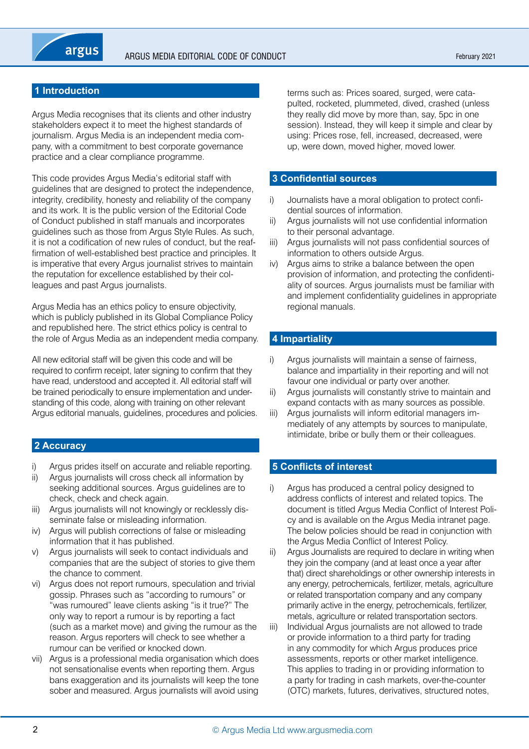## 1 Introduction

Argus Media recognises that its clients and other industry stakeholders expect it to meet the highest standards of journalism. Argus Media is an independent media company, with a commitment to best corporate governance practice and a clear compliance programme.

This code provides Argus Media's editorial staff with guidelines that are designed to protect the independence, integrity, credibility, honesty and reliability of the company and its work. It is the public version of the Editorial Code of Conduct published in staff manuals and incorporates guidelines such as those from Argus Style Rules. As such, it is not a codification of new rules of conduct, but the reaffirmation of well-established best practice and principles. It is imperative that every Argus journalist strives to maintain the reputation for excellence established by their colleagues and past Argus journalists.

Argus Media has an ethics policy to ensure objectivity, which is publicly published in its Global Compliance Policy and republished here. The strict ethics policy is central to the role of Argus Media as an independent media company.

All new editorial staff will be given this code and will be required to confirm receipt, later signing to confirm that they have read, understood and accepted it. All editorial staff will be trained periodically to ensure implementation and understanding of this code, along with training on other relevant Argus editorial manuals, guidelines, procedures and policies.

## 2 Accuracy

i) Argus prides itself on accurate and reliable reporting.

ii) Argus journalists will cross check all information by seeking additional sources. Argus guidelines are to check, check and check again.

iii) Argus journalists will not knowingly or recklessly disseminate false or misleading information.

iv) Argus will publish corrections of false or misleading information that it has published.

v) Argus journalists will seek to contact individuals and companies that are the subject of stories to give them the chance to comment.

vi) Argus does not report rumours, speculation and trivial gossip. Phrases such as "according to rumours" or "was rumoured" leave clients asking "is it true?" The only way to report a rumour is by reporting a fact (such as a market move) and giving the rumour as the reason. Argus reporters will check to see whether a rumour can be verified or knocked down.

vii) Argus is a professional media organisation which does not sensationalise events when reporting them. Argus bans exaggeration and its journalists will keep the tone sober and measured. Argus journalists will avoid using terms such as: Prices soared, surged, were catapulted, rocketed, plummeted, dived, crashed (unless they really did move by more than, say, 5pc in one session). Instead, they will keep it simple and clear by using: Prices rose, fell, increased, decreased, were up, were down, moved higher, moved lower.

## 3 Confidential sources

i) Journalists have a moral obligation to protect confidential sources of information.

ii) Argus journalists will not use confidential information to their personal advantage.

iii) Argus journalists will not pass confidential sources of information to others outside Argus.

iv) Argus aims to strike a balance between the open provision of information, and protecting the confidentiality of sources. Argus journalists must be familiar with and implement confidentiality guidelines in appropriate regional manuals.

## 4 Impartiality

i) Argus journalists will maintain a sense of fairness, balance and impartiality in their reporting and will not favour one individual or party over another.

ii) Argus journalists will constantly strive to maintain and expand contacts with as many sources as possible.

iii) Argus journalists will inform editorial managers immediately of any attempts by sources to manipulate, intimidate, bribe or bully them or their colleagues.

## 5 Conflicts of interest

i) Argus has produced a central policy designed to address conflicts of interest and related topics. The document is titled Argus Media Conflict of Interest Policy and is available on the Argus Media intranet page. The below policies should be read in conjunction with the Argus Media Conflict of Interest Policy.

ii) Argus Journalists are required to declare in writing when they join the company (and at least once a year after that) direct shareholdings or other ownership interests in any energy, petrochemicals, fertilizer, metals, agriculture or related transportation company and any company primarily active in the energy, petrochemicals, fertilizer, metals, agriculture or related transportation sectors.

iii) Individual Argus journalists are not allowed to trade or provide information to a third party for trading in any commodity for which Argus produces price assessments, reports or other market intelligence. This applies to trading in or providing information to a party for trading in cash markets, over-the-counter (OTC) markets, futures, derivatives, structured notes,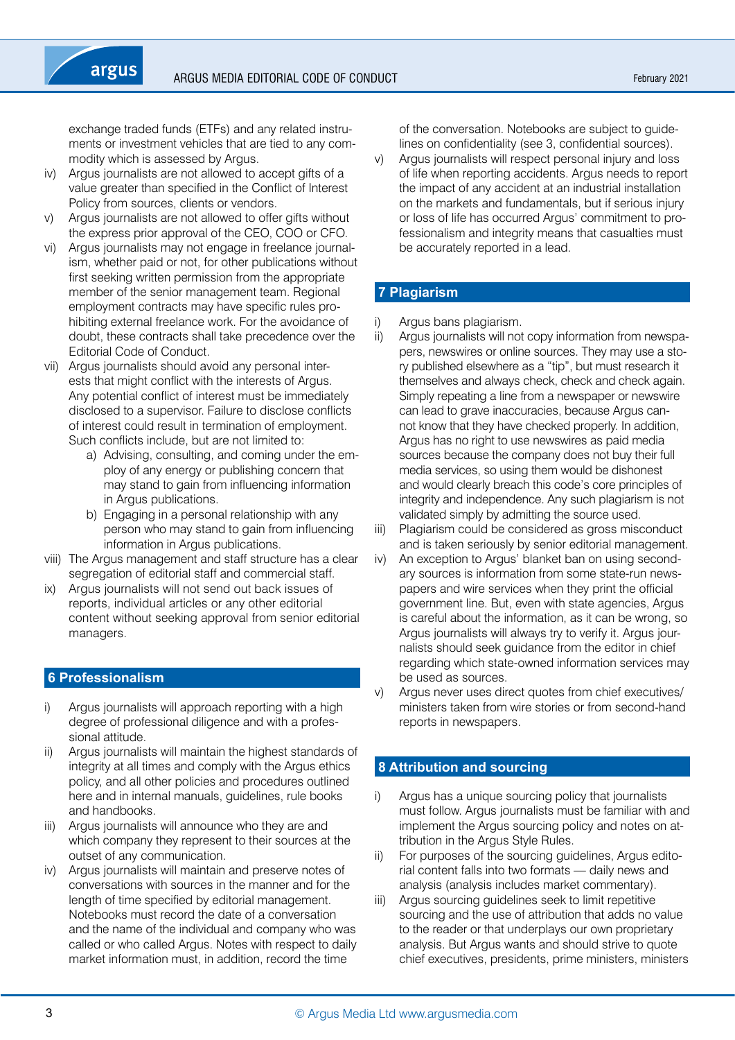exchange traded funds (ETFs) and any related instruments or investment vehicles that are tied to any commodity which is assessed by Argus.

iv) Argus journalists are not allowed to accept gifts of a value greater than specified in the Conflict of Interest Policy from sources, clients or vendors.

v) Argus journalists are not allowed to offer gifts without the express prior approval of the CEO, COO or CFO.

vi) Argus journalists may not engage in freelance journalism, whether paid or not, for other publications without first seeking written permission from the appropriate member of the senior management team. Regional employment contracts may have specific rules prohibiting external freelance work. For the avoidance of doubt, these contracts shall take precedence over the Editorial Code of Conduct.

vii) Argus journalists should avoid any personal interests that might conflict with the interests of Argus. Any potential conflict of interest must be immediately disclosed to a supervisor. Failure to disclose conflicts of interest could result in termination of employment. Such conflicts include, but are not limited to:

   a) Advising, consulting, and coming under the employ of any energy or publishing concern that may stand to gain from influencing information in Argus publications.

   b) Engaging in a personal relationship with any person who may stand to gain from influencing information in Argus publications.

viii) The Argus management and staff structure has a clear segregation of editorial staff and commercial staff.

ix) Argus journalists will not send out back issues of reports, individual articles or any other editorial content without seeking approval from senior editorial managers.

## 6 Professionalism

i) Argus journalists will approach reporting with a high degree of professional diligence and with a professional attitude.

ii) Argus journalists will maintain the highest standards of integrity at all times and comply with the Argus ethics policy, and all other policies and procedures outlined here and in internal manuals, guidelines, rule books and handbooks.

iii) Argus journalists will announce who they are and which company they represent to their sources at the outset of any communication.

iv) Argus journalists will maintain and preserve notes of conversations with sources in the manner and for the length of time specified by editorial management. Notebooks must record the date of a conversation and the name of the individual and company who was called or who called Argus. Notes with respect to daily market information must, in addition, record the time of the conversation. Notebooks are subject to guidelines on confidentiality (see 3, confidential sources).

v) Argus journalists will respect personal injury and loss of life when reporting accidents. Argus needs to report the impact of any accident at an industrial installation on the markets and fundamentals, but if serious injury or loss of life has occurred Argus' commitment to professionalism and integrity means that casualties must be accurately reported in a lead.

## 7 Plagiarism

i) Argus bans plagiarism.

ii) Argus journalists will not copy information from newspapers, newswires or online sources. They may use a story published elsewhere as a "tip", but must research it themselves and always check, check and check again. Simply repeating a line from a newspaper or newswire can lead to grave inaccuracies, because Argus cannot know that they have checked properly. In addition, Argus has no right to use newswires as paid media sources because the company does not buy their full media services, so using them would be dishonest and would clearly breach this code's core principles of integrity and independence. Any such plagiarism is not validated simply by admitting the source used.

iii) Plagiarism could be considered as gross misconduct and is taken seriously by senior editorial management.

iv) An exception to Argus' blanket ban on using secondary sources is information from some state-run newspapers and wire services when they print the official government line. But, even with state agencies, Argus is careful about the information, as it can be wrong, so Argus journalists will always try to verify it. Argus journalists should seek guidance from the editor in chief regarding which state-owned information services may be used as sources.

v) Argus never uses direct quotes from chief executives/ministers taken from wire stories or from second-hand reports in newspapers.

## 8 Attribution and sourcing

i) Argus has a unique sourcing policy that journalists must follow. Argus journalists must be familiar with and implement the Argus sourcing policy and notes on attribution in the Argus Style Rules.

ii) For purposes of the sourcing guidelines, Argus editorial content falls into two formats — daily news and analysis (analysis includes market commentary).

iii) Argus sourcing guidelines seek to limit repetitive sourcing and the use of attribution that adds no value to the reader or that underplays our own proprietary analysis. But Argus wants and should strive to quote chief executives, presidents, prime ministers, ministers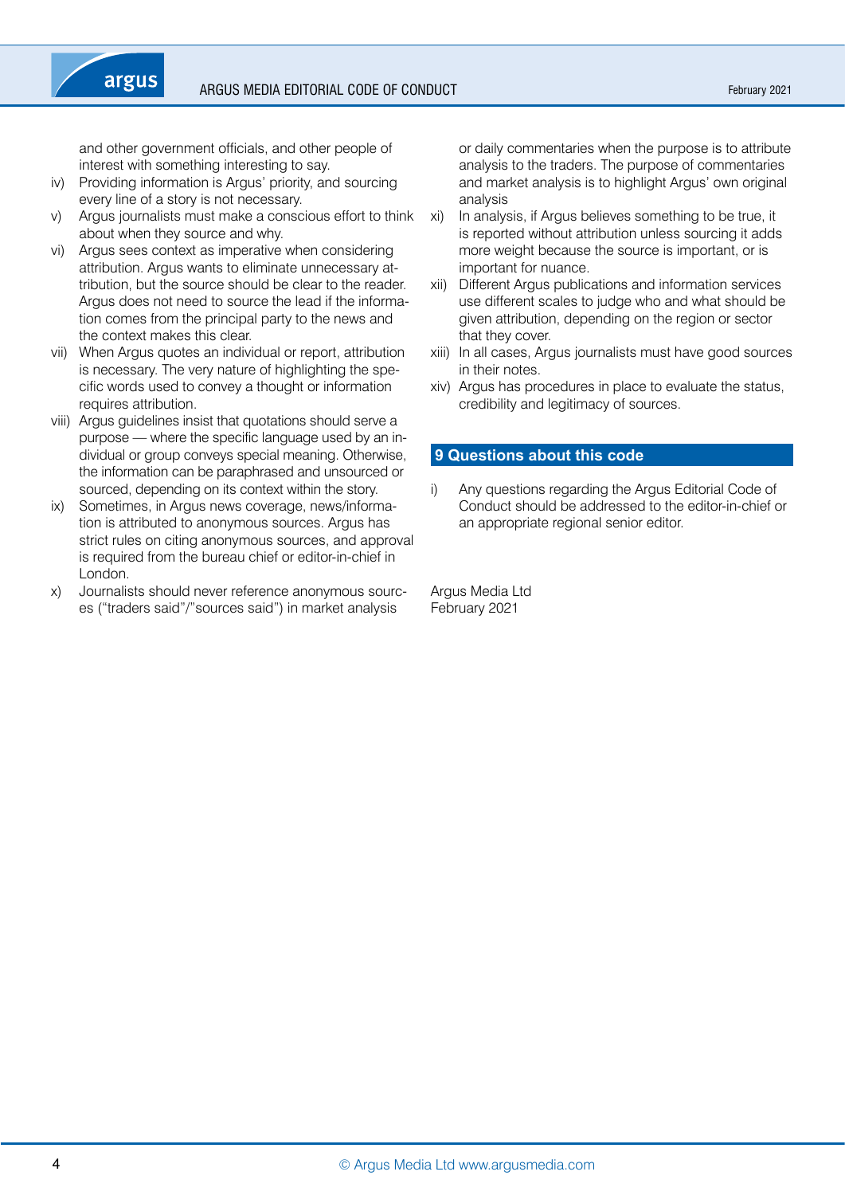and other government officials, and other people of interest with something interesting to say.

iv) Providing information is Argus' priority, and sourcing every line of a story is not necessary.

v) Argus journalists must make a conscious effort to think about when they source and why.

vi) Argus sees context as imperative when considering attribution. Argus wants to eliminate unnecessary attribution, but the source should be clear to the reader. Argus does not need to source the lead if the information comes from the principal party to the news and the context makes this clear.

vii) When Argus quotes an individual or report, attribution is necessary. The very nature of highlighting the specific words used to convey a thought or information requires attribution.

viii) Argus guidelines insist that quotations should serve a purpose — where the specific language used by an individual or group conveys special meaning. Otherwise, the information can be paraphrased and unsourced or sourced, depending on its context within the story.

ix) Sometimes, in Argus news coverage, news/information is attributed to anonymous sources. Argus has strict rules on citing anonymous sources, and approval is required from the bureau chief or editor-in-chief in London.

x) Journalists should never reference anonymous sources ("traders said"/"sources said") in market analysis or daily commentaries when the purpose is to attribute analysis to the traders. The purpose of commentaries and market analysis is to highlight Argus' own original analysis

xi) In analysis, if Argus believes something to be true, it is reported without attribution unless sourcing it adds more weight because the source is important, or is important for nuance.

xii) Different Argus publications and information services use different scales to judge who and what should be given attribution, depending on the region or sector that they cover.

xiii) In all cases, Argus journalists must have good sources in their notes.

xiv) Argus has procedures in place to evaluate the status, credibility and legitimacy of sources.

## 9 Questions about this code

i) Any questions regarding the Argus Editorial Code of Conduct should be addressed to the editor-in-chief or an appropriate regional senior editor.

Argus Media Ltd
February 2021